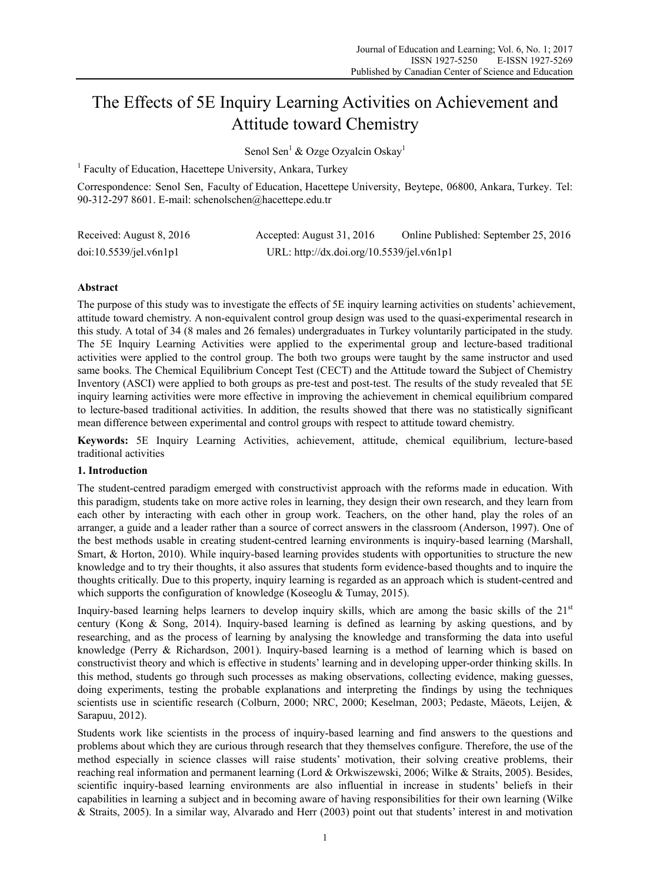# The Effects of 5E Inquiry Learning Activities on Achievement and Attitude toward Chemistry

Senol Sen[1] & Ozge Ozyalcin Oskay[1]

[1] Faculty of Education, Hacettepe University, Ankara, Turkey

Correspondence: Senol Sen, Faculty of Education, Hacettepe University, Beytepe, 06800, Ankara, Turkey. Tel: 90-312-297 8601. E-mail: schenolschen@hacettepe.edu.tr

Received: August 8, 2016 Accepted: August 31, 2016 Online Published: September 25, 2016

doi:10.5539/jel.v6n1p1 URL: http://dx.doi.org/10.5539/jel.v6n1p1

## Abstract

The purpose of this study was to investigate the effects of 5E inquiry learning activities on students' achievement, attitude toward chemistry. A non-equivalent control group design was used to the quasi-experimental research in this study. A total of 34 (8 males and 26 females) undergraduates in Turkey voluntarily participated in the study. The 5E Inquiry Learning Activities were applied to the experimental group and lecture-based traditional activities were applied to the control group. The both two groups were taught by the same instructor and used same books. The Chemical Equilibrium Concept Test (CECT) and the Attitude toward the Subject of Chemistry Inventory (ASCI) were applied to both groups as pre-test and post-test. The results of the study revealed that 5E inquiry learning activities were more effective in improving the achievement in chemical equilibrium compared to lecture-based traditional activities. In addition, the results showed that there was no statistically significant mean difference between experimental and control groups with respect to attitude toward chemistry.

**Keywords:** 5E Inquiry Learning Activities, achievement, attitude, chemical equilibrium, lecture-based traditional activities

## 1. Introduction

The student-centred paradigm emerged with constructivist approach with the reforms made in education. With this paradigm, students take on more active roles in learning, they design their own research, and they learn from each other by interacting with each other in group work. Teachers, on the other hand, play the roles of an arranger, a guide and a leader rather than a source of correct answers in the classroom (Anderson, 1997). One of the best methods usable in creating student-centred learning environments is inquiry-based learning (Marshall, Smart, & Horton, 2010). While inquiry-based learning provides students with opportunities to structure the new knowledge and to try their thoughts, it also assures that students form evidence-based thoughts and to inquire the thoughts critically. Due to this property, inquiry learning is regarded as an approach which is student-centred and which supports the configuration of knowledge (Koseoglu & Tumay, 2015).

Inquiry-based learning helps learners to develop inquiry skills, which are among the basic skills of the 21st century (Kong & Song, 2014). Inquiry-based learning is defined as learning by asking questions, and by researching, and as the process of learning by analysing the knowledge and transforming the data into useful knowledge (Perry & Richardson, 2001). Inquiry-based learning is a method of learning which is based on constructivist theory and which is effective in students' learning and in developing upper-order thinking skills. In this method, students go through such processes as making observations, collecting evidence, making guesses, doing experiments, testing the probable explanations and interpreting the findings by using the techniques scientists use in scientific research (Colburn, 2000; NRC, 2000; Keselman, 2003; Pedaste, Mäeots, Leijen, & Sarapuu, 2012).

Students work like scientists in the process of inquiry-based learning and find answers to the questions and problems about which they are curious through research that they themselves configure. Therefore, the use of the method especially in science classes will raise students' motivation, their solving creative problems, their reaching real information and permanent learning (Lord & Orkwiszewski, 2006; Wilke & Straits, 2005). Besides, scientific inquiry-based learning environments are also influential in increase in students' beliefs in their capabilities in learning a subject and in becoming aware of having responsibilities for their own learning (Wilke & Straits, 2005). In a similar way, Alvarado and Herr (2003) point out that students' interest in and motivation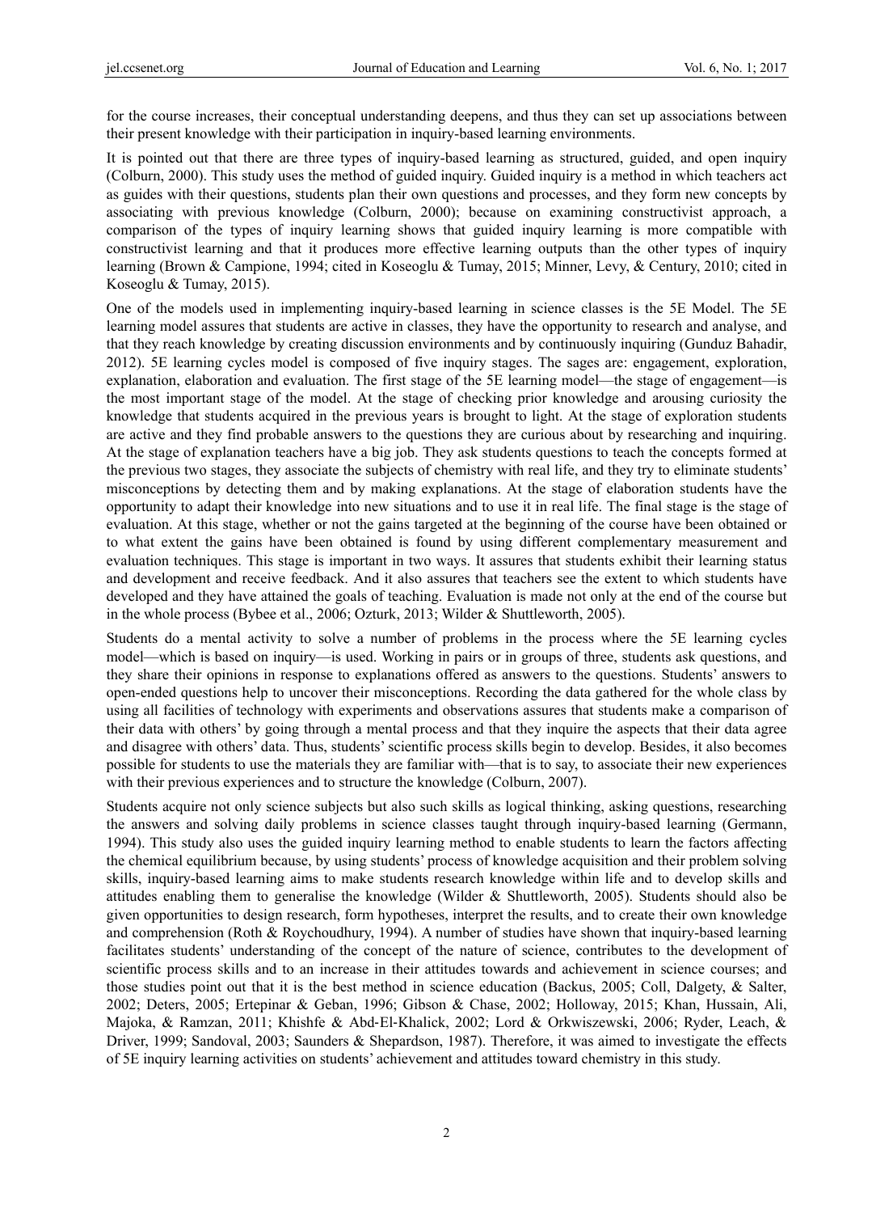for the course increases, their conceptual understanding deepens, and thus they can set up associations between their present knowledge with their participation in inquiry-based learning environments.

It is pointed out that there are three types of inquiry-based learning as structured, guided, and open inquiry (Colburn, 2000). This study uses the method of guided inquiry. Guided inquiry is a method in which teachers act as guides with their questions, students plan their own questions and processes, and they form new concepts by associating with previous knowledge (Colburn, 2000); because on examining constructivist approach, a comparison of the types of inquiry learning shows that guided inquiry learning is more compatible with constructivist learning and that it produces more effective learning outputs than the other types of inquiry learning (Brown & Campione, 1994; cited in Koseoglu & Tumay, 2015; Minner, Levy, & Century, 2010; cited in Koseoglu & Tumay, 2015).

One of the models used in implementing inquiry-based learning in science classes is the 5E Model. The 5E learning model assures that students are active in classes, they have the opportunity to research and analyse, and that they reach knowledge by creating discussion environments and by continuously inquiring (Gunduz Bahadir, 2012). 5E learning cycles model is composed of five inquiry stages. The sages are: engagement, exploration, explanation, elaboration and evaluation. The first stage of the 5E learning model—the stage of engagement—is the most important stage of the model. At the stage of checking prior knowledge and arousing curiosity the knowledge that students acquired in the previous years is brought to light. At the stage of exploration students are active and they find probable answers to the questions they are curious about by researching and inquiring. At the stage of explanation teachers have a big job. They ask students questions to teach the concepts formed at the previous two stages, they associate the subjects of chemistry with real life, and they try to eliminate students' misconceptions by detecting them and by making explanations. At the stage of elaboration students have the opportunity to adapt their knowledge into new situations and to use it in real life. The final stage is the stage of evaluation. At this stage, whether or not the gains targeted at the beginning of the course have been obtained or to what extent the gains have been obtained is found by using different complementary measurement and evaluation techniques. This stage is important in two ways. It assures that students exhibit their learning status and development and receive feedback. And it also assures that teachers see the extent to which students have developed and they have attained the goals of teaching. Evaluation is made not only at the end of the course but in the whole process (Bybee et al., 2006; Ozturk, 2013; Wilder & Shuttleworth, 2005).

Students do a mental activity to solve a number of problems in the process where the 5E learning cycles model—which is based on inquiry—is used. Working in pairs or in groups of three, students ask questions, and they share their opinions in response to explanations offered as answers to the questions. Students' answers to open-ended questions help to uncover their misconceptions. Recording the data gathered for the whole class by using all facilities of technology with experiments and observations assures that students make a comparison of their data with others' by going through a mental process and that they inquire the aspects that their data agree and disagree with others' data. Thus, students' scientific process skills begin to develop. Besides, it also becomes possible for students to use the materials they are familiar with—that is to say, to associate their new experiences with their previous experiences and to structure the knowledge (Colburn, 2007).

Students acquire not only science subjects but also such skills as logical thinking, asking questions, researching the answers and solving daily problems in science classes taught through inquiry-based learning (Germann, 1994). This study also uses the guided inquiry learning method to enable students to learn the factors affecting the chemical equilibrium because, by using students' process of knowledge acquisition and their problem solving skills, inquiry-based learning aims to make students research knowledge within life and to develop skills and attitudes enabling them to generalise the knowledge (Wilder & Shuttleworth, 2005). Students should also be given opportunities to design research, form hypotheses, interpret the results, and to create their own knowledge and comprehension (Roth & Roychoudhury, 1994). A number of studies have shown that inquiry-based learning facilitates students' understanding of the concept of the nature of science, contributes to the development of scientific process skills and to an increase in their attitudes towards and achievement in science courses; and those studies point out that it is the best method in science education (Backus, 2005; Coll, Dalgety, & Salter, 2002; Deters, 2005; Ertepinar & Geban, 1996; Gibson & Chase, 2002; Holloway, 2015; Khan, Hussain, Ali, Majoka, & Ramzan, 2011; Khishfe & Abd-El-Khalick, 2002; Lord & Orkwiszewski, 2006; Ryder, Leach, & Driver, 1999; Sandoval, 2003; Saunders & Shepardson, 1987). Therefore, it was aimed to investigate the effects of 5E inquiry learning activities on students' achievement and attitudes toward chemistry in this study.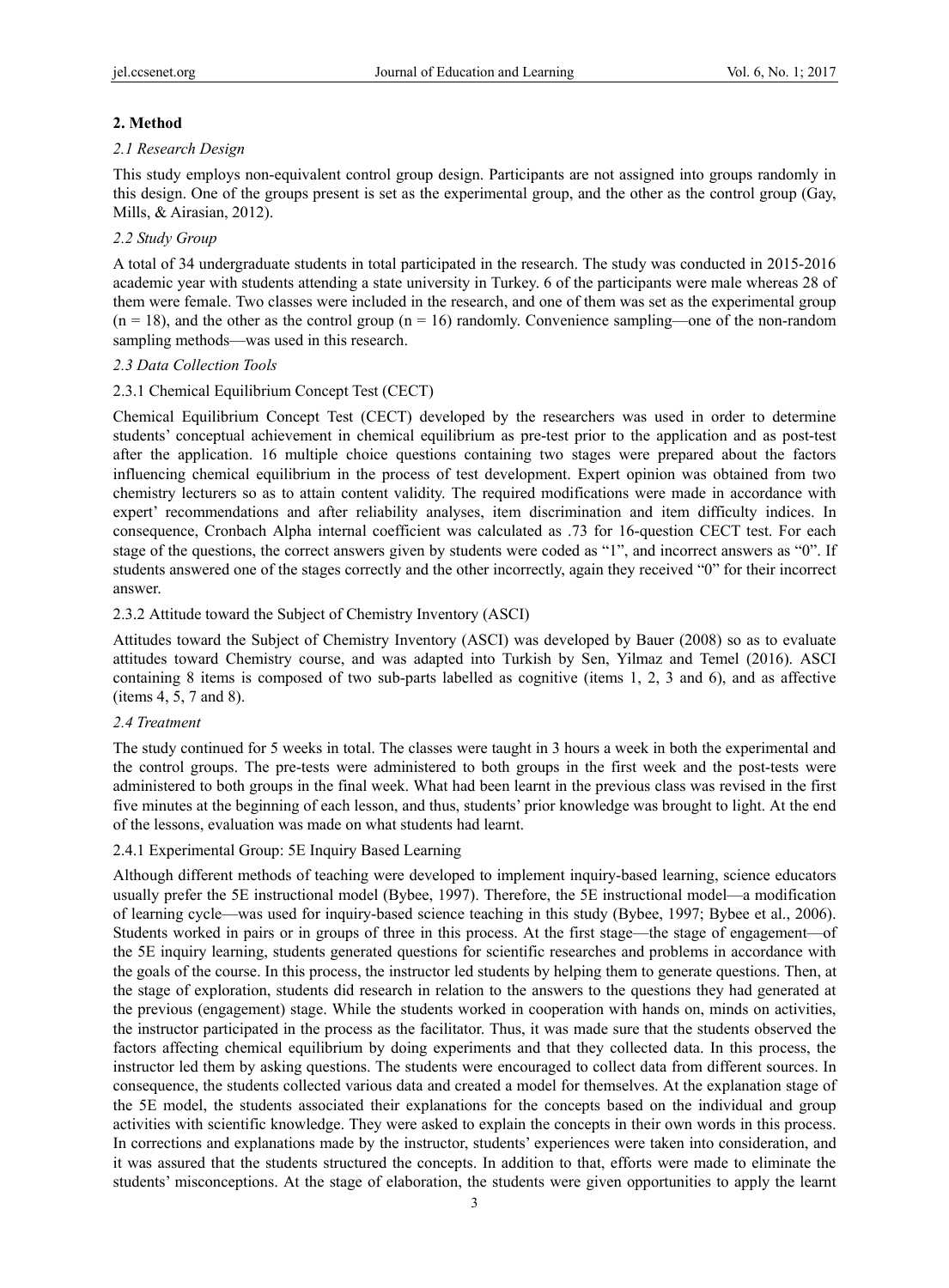## 2. Method

### *2.1 Research Design*

This study employs non-equivalent control group design. Participants are not assigned into groups randomly in this design. One of the groups present is set as the experimental group, and the other as the control group (Gay, Mills, & Airasian, 2012).

### *2.2 Study Group*

A total of 34 undergraduate students in total participated in the research. The study was conducted in 2015-2016 academic year with students attending a state university in Turkey. 6 of the participants were male whereas 28 of them were female. Two classes were included in the research, and one of them was set as the experimental group ($n = 18$), and the other as the control group ($n = 16$) randomly. Convenience sampling—one of the non-random sampling methods—was used in this research.

### *2.3 Data Collection Tools*

#### 2.3.1 Chemical Equilibrium Concept Test (CECT)

Chemical Equilibrium Concept Test (CECT) developed by the researchers was used in order to determine students' conceptual achievement in chemical equilibrium as pre-test prior to the application and as post-test after the application. 16 multiple choice questions containing two stages were prepared about the factors influencing chemical equilibrium in the process of test development. Expert opinion was obtained from two chemistry lecturers so as to attain content validity. The required modifications were made in accordance with expert' recommendations and after reliability analyses, item discrimination and item difficulty indices. In consequence, Cronbach Alpha internal coefficient was calculated as .73 for 16-question CECT test. For each stage of the questions, the correct answers given by students were coded as "1", and incorrect answers as "0". If students answered one of the stages correctly and the other incorrectly, again they received "0" for their incorrect answer.

#### 2.3.2 Attitude toward the Subject of Chemistry Inventory (ASCI)

Attitudes toward the Subject of Chemistry Inventory (ASCI) was developed by Bauer (2008) so as to evaluate attitudes toward Chemistry course, and was adapted into Turkish by Sen, Yilmaz and Temel (2016). ASCI containing 8 items is composed of two sub-parts labelled as cognitive (items 1, 2, 3 and 6), and as affective (items 4, 5, 7 and 8).

### *2.4 Treatment*

The study continued for 5 weeks in total. The classes were taught in 3 hours a week in both the experimental and the control groups. The pre-tests were administered to both groups in the first week and the post-tests were administered to both groups in the final week. What had been learnt in the previous class was revised in the first five minutes at the beginning of each lesson, and thus, students' prior knowledge was brought to light. At the end of the lessons, evaluation was made on what students had learnt.

#### 2.4.1 Experimental Group: 5E Inquiry Based Learning

Although different methods of teaching were developed to implement inquiry-based learning, science educators usually prefer the 5E instructional model (Bybee, 1997). Therefore, the 5E instructional model—a modification of learning cycle—was used for inquiry-based science teaching in this study (Bybee, 1997; Bybee et al., 2006). Students worked in pairs or in groups of three in this process. At the first stage—the stage of engagement—of the 5E inquiry learning, students generated questions for scientific researches and problems in accordance with the goals of the course. In this process, the instructor led students by helping them to generate questions. Then, at the stage of exploration, students did research in relation to the answers to the questions they had generated at the previous (engagement) stage. While the students worked in cooperation with hands on, minds on activities, the instructor participated in the process as the facilitator. Thus, it was made sure that the students observed the factors affecting chemical equilibrium by doing experiments and that they collected data. In this process, the instructor led them by asking questions. The students were encouraged to collect data from different sources. In consequence, the students collected various data and created a model for themselves. At the explanation stage of the 5E model, the students associated their explanations for the concepts based on the individual and group activities with scientific knowledge. They were asked to explain the concepts in their own words in this process. In corrections and explanations made by the instructor, students' experiences were taken into consideration, and it was assured that the students structured the concepts. In addition to that, efforts were made to eliminate the students' misconceptions. At the stage of elaboration, the students were given opportunities to apply the learnt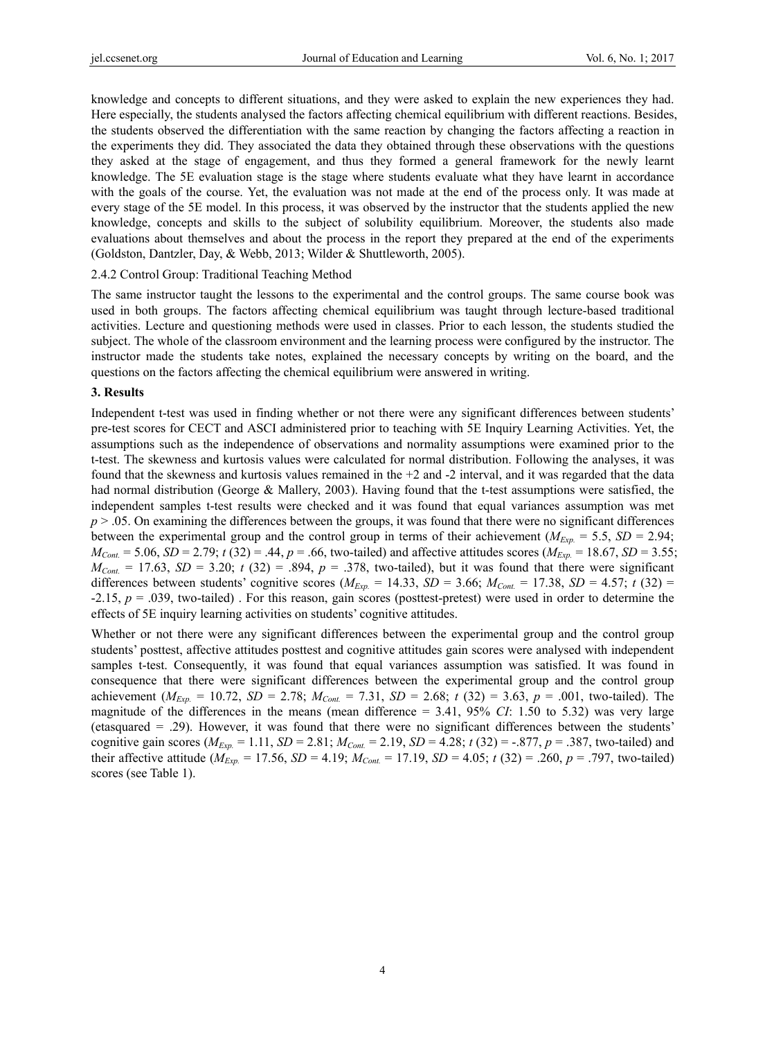knowledge and concepts to different situations, and they were asked to explain the new experiences they had. Here especially, the students analysed the factors affecting chemical equilibrium with different reactions. Besides, the students observed the differentiation with the same reaction by changing the factors affecting a reaction in the experiments they did. They associated the data they obtained through these observations with the questions they asked at the stage of engagement, and thus they formed a general framework for the newly learnt knowledge. The 5E evaluation stage is the stage where students evaluate what they have learnt in accordance with the goals of the course. Yet, the evaluation was not made at the end of the process only. It was made at every stage of the 5E model. In this process, it was observed by the instructor that the students applied the new knowledge, concepts and skills to the subject of solubility equilibrium. Moreover, the students also made evaluations about themselves and about the process in the report they prepared at the end of the experiments (Goldston, Dantzler, Day, & Webb, 2013; Wilder & Shuttleworth, 2005).

### 2.4.2 Control Group: Traditional Teaching Method

The same instructor taught the lessons to the experimental and the control groups. The same course book was used in both groups. The factors affecting chemical equilibrium was taught through lecture-based traditional activities. Lecture and questioning methods were used in classes. Prior to each lesson, the students studied the subject. The whole of the classroom environment and the learning process were configured by the instructor. The instructor made the students take notes, explained the necessary concepts by writing on the board, and the questions on the factors affecting the chemical equilibrium were answered in writing.

## 3. Results

Independent t-test was used in finding whether or not there were any significant differences between students' pre-test scores for CECT and ASCI administered prior to teaching with 5E Inquiry Learning Activities. Yet, the assumptions such as the independence of observations and normality assumptions were examined prior to the t-test. The skewness and kurtosis values were calculated for normal distribution. Following the analyses, it was found that the skewness and kurtosis values remained in the +2 and -2 interval, and it was regarded that the data had normal distribution (George & Mallery, 2003). Having found that the t-test assumptions were satisfied, the independent samples t-test results were checked and it was found that equal variances assumption was met $p > .05$. On examining the differences between the groups, it was found that there were no significant differences between the experimental group and the control group in terms of their achievement ($M_{Exp.} = 5.5$, $SD = 2.94$; $M_{Cont.} = 5.06$, $SD = 2.79$; $t\ (32) = .44$, $p = .66$, two-tailed) and affective attitudes scores ($M_{Exp.} = 18.67$, $SD = 3.55$; $M_{Cont.} = 17.63$, $SD = 3.20$; $t\ (32) = .894$, $p = .378$, two-tailed), but it was found that there were significant differences between students' cognitive scores ($M_{Exp.} = 14.33$, $SD = 3.66$; $M_{Cont.} = 17.38$, $SD = 4.57$; $t\ (32) = -2.15$, $p = .039$, two-tailed) . For this reason, gain scores (posttest-pretest) were used in order to determine the effects of 5E inquiry learning activities on students' cognitive attitudes.

Whether or not there were any significant differences between the experimental group and the control group students' posttest, affective attitudes posttest and cognitive attitudes gain scores were analysed with independent samples t-test. Consequently, it was found that equal variances assumption was satisfied. It was found in consequence that there were significant differences between the experimental group and the control group achievement ($M_{Exp.} = 10.72$, $SD = 2.78$; $M_{Cont.} = 7.31$, $SD = 2.68$; $t\ (32) = 3.63$, $p = .001$, two-tailed). The magnitude of the differences in the means (mean difference = 3.41, 95% *CI*: 1.50 to 5.32) was very large (etasquared = .29). However, it was found that there were no significant differences between the students' cognitive gain scores ($M_{Exp.} = 1.11$, $SD = 2.81$; $M_{Cont.} = 2.19$, $SD = 4.28$; $t\ (32) = -.877$, $p = .387$, two-tailed) and their affective attitude ($M_{Exp.} = 17.56$, $SD = 4.19$; $M_{Cont.} = 17.19$, $SD = 4.05$; $t\ (32) = .260$, $p = .797$, two-tailed) scores (see Table 1).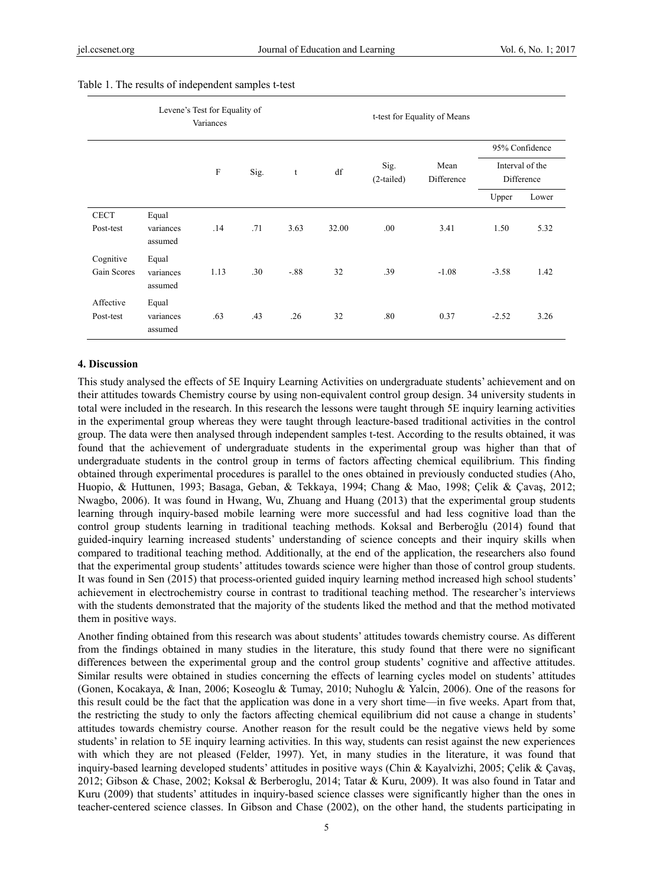Table 1. The results of independent samples t-test

| | | Levene's Test for Equality of Variances | | t-test for Equality of Means | | | | | |
|---|---|---|---|---|---|---|---|---|---|
| | | F | Sig. | t | df | Sig. (2-tailed) | Mean Difference | 95% Confidence Interval of the Difference | |
| | | | | | | | | Upper | Lower |
| CECT Post-test | Equal variances assumed | .14 | .71 | 3.63 | 32.00 | .00 | 3.41 | 1.50 | 5.32 |
| Cognitive Gain Scores | Equal variances assumed | 1.13 | .30 | -.88 | 32 | .39 | -1.08 | -3.58 | 1.42 |
| Affective Post-test | Equal variances assumed | .63 | .43 | .26 | 32 | .80 | 0.37 | -2.52 | 3.26 |

## 4. Discussion

This study analysed the effects of 5E Inquiry Learning Activities on undergraduate students' achievement and on their attitudes towards Chemistry course by using non-equivalent control group design. 34 university students in total were included in the research. In this research the lessons were taught through 5E inquiry learning activities in the experimental group whereas they were taught through leacture-based traditional activities in the control group. The data were then analysed through independent samples t-test. According to the results obtained, it was found that the achievement of undergraduate students in the experimental group was higher than that of undergraduate students in the control group in terms of factors affecting chemical equilibrium. This finding obtained through experimental procedures is parallel to the ones obtained in previously conducted studies (Aho, Huopio, & Huttunen, 1993; Basaga, Geban, & Tekkaya, 1994; Chang & Mao, 1998; Çelik & Çavaş, 2012; Nwagbo, 2006). It was found in Hwang, Wu, Zhuang and Huang (2013) that the experimental group students learning through inquiry-based mobile learning were more successful and had less cognitive load than the control group students learning in traditional teaching methods. Koksal and Berberoğlu (2014) found that guided-inquiry learning increased students' understanding of science concepts and their inquiry skills when compared to traditional teaching method. Additionally, at the end of the application, the researchers also found that the experimental group students' attitudes towards science were higher than those of control group students. It was found in Sen (2015) that process-oriented guided inquiry learning method increased high school students' achievement in electrochemistry course in contrast to traditional teaching method. The researcher's interviews with the students demonstrated that the majority of the students liked the method and that the method motivated them in positive ways.

Another finding obtained from this research was about students' attitudes towards chemistry course. As different from the findings obtained in many studies in the literature, this study found that there were no significant differences between the experimental group and the control group students' cognitive and affective attitudes. Similar results were obtained in studies concerning the effects of learning cycles model on students' attitudes (Gonen, Kocakaya, & Inan, 2006; Koseoglu & Tumay, 2010; Nuhoglu & Yalcin, 2006). One of the reasons for this result could be the fact that the application was done in a very short time—in five weeks. Apart from that, the restricting the study to only the factors affecting chemical equilibrium did not cause a change in students' attitudes towards chemistry course. Another reason for the result could be the negative views held by some students' in relation to 5E inquiry learning activities. In this way, students can resist against the new experiences with which they are not pleased (Felder, 1997). Yet, in many studies in the literature, it was found that inquiry-based learning developed students' attitudes in positive ways (Chin & Kayalvizhi, 2005; Çelik & Çavaş, 2012; Gibson & Chase, 2002; Koksal & Berberoglu, 2014; Tatar & Kuru, 2009). It was also found in Tatar and Kuru (2009) that students' attitudes in inquiry-based science classes were significantly higher than the ones in teacher-centered science classes. In Gibson and Chase (2002), on the other hand, the students participating in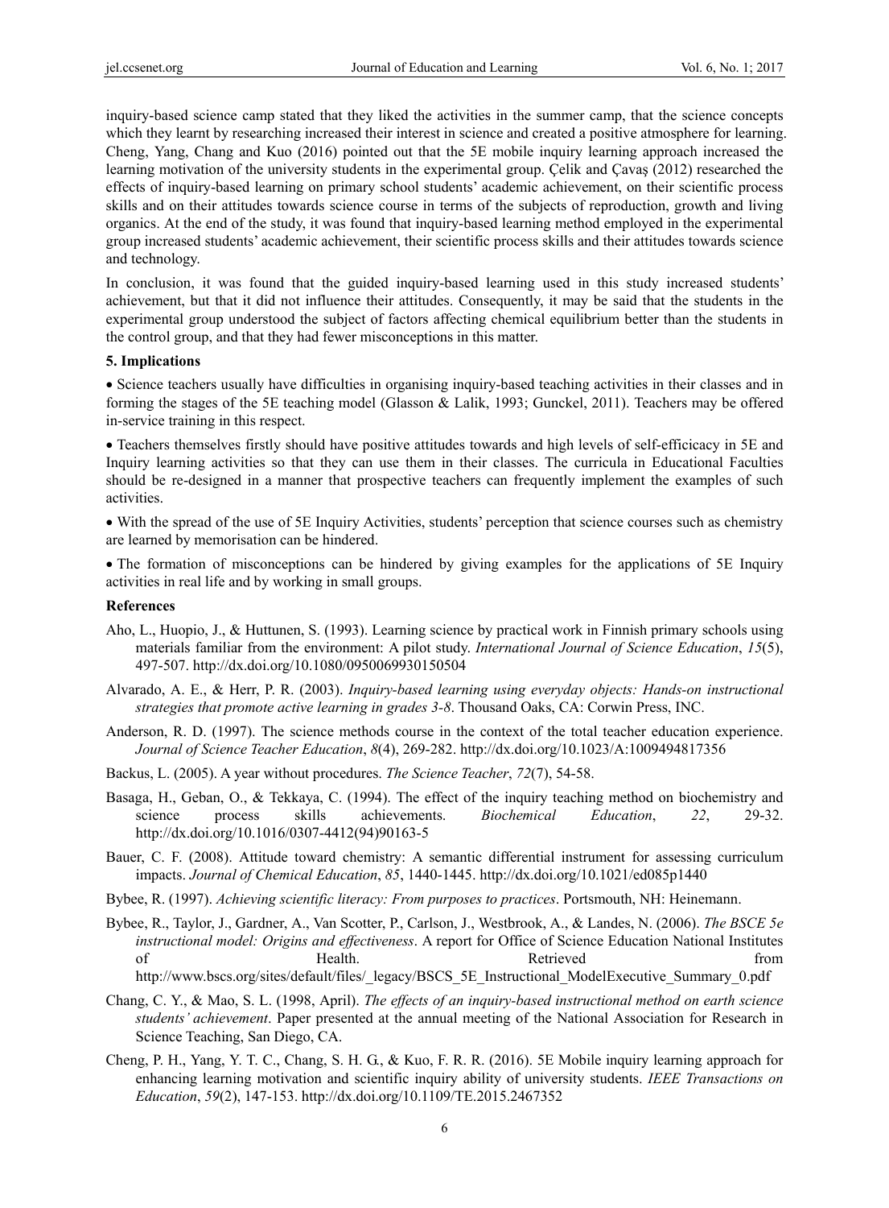inquiry-based science camp stated that they liked the activities in the summer camp, that the science concepts which they learnt by researching increased their interest in science and created a positive atmosphere for learning. Cheng, Yang, Chang and Kuo (2016) pointed out that the 5E mobile inquiry learning approach increased the learning motivation of the university students in the experimental group. Çelik and Çavaş (2012) researched the effects of inquiry-based learning on primary school students' academic achievement, on their scientific process skills and on their attitudes towards science course in terms of the subjects of reproduction, growth and living organics. At the end of the study, it was found that inquiry-based learning method employed in the experimental group increased students' academic achievement, their scientific process skills and their attitudes towards science and technology.

In conclusion, it was found that the guided inquiry-based learning used in this study increased students' achievement, but that it did not influence their attitudes. Consequently, it may be said that the students in the experimental group understood the subject of factors affecting chemical equilibrium better than the students in the control group, and that they had fewer misconceptions in this matter.

## 5. Implications

- Science teachers usually have difficulties in organising inquiry-based teaching activities in their classes and in forming the stages of the 5E teaching model (Glasson & Lalik, 1993; Gunckel, 2011). Teachers may be offered in-service training in this respect.
- Teachers themselves firstly should have positive attitudes towards and high levels of self-efficicacy in 5E and Inquiry learning activities so that they can use them in their classes. The curricula in Educational Faculties should be re-designed in a manner that prospective teachers can frequently implement the examples of such activities.
- With the spread of the use of 5E Inquiry Activities, students' perception that science courses such as chemistry are learned by memorisation can be hindered.
- The formation of misconceptions can be hindered by giving examples for the applications of 5E Inquiry activities in real life and by working in small groups.

## References

Aho, L., Huopio, J., & Huttunen, S. (1993). Learning science by practical work in Finnish primary schools using materials familiar from the environment: A pilot study. *International Journal of Science Education*, *15*(5), 497-507. http://dx.doi.org/10.1080/0950069930150504

Alvarado, A. E., & Herr, P. R. (2003). *Inquiry-based learning using everyday objects: Hands-on instructional strategies that promote active learning in grades 3-8*. Thousand Oaks, CA: Corwin Press, INC.

Anderson, R. D. (1997). The science methods course in the context of the total teacher education experience. *Journal of Science Teacher Education*, *8*(4), 269-282. http://dx.doi.org/10.1023/A:1009494817356

Backus, L. (2005). A year without procedures. *The Science Teacher*, *72*(7), 54-58.

Basaga, H., Geban, O., & Tekkaya, C. (1994). The effect of the inquiry teaching method on biochemistry and science process skills achievements. *Biochemical Education*, *22*, 29-32. http://dx.doi.org/10.1016/0307-4412(94)90163-5

Bauer, C. F. (2008). Attitude toward chemistry: A semantic differential instrument for assessing curriculum impacts. *Journal of Chemical Education*, *85*, 1440-1445. http://dx.doi.org/10.1021/ed085p1440

Bybee, R. (1997). *Achieving scientific literacy: From purposes to practices*. Portsmouth, NH: Heinemann.

Bybee, R., Taylor, J., Gardner, A., Van Scotter, P., Carlson, J., Westbrook, A., & Landes, N. (2006). *The BSCE 5e instructional model: Origins and effectiveness*. A report for Office of Science Education National Institutes of Health. Retrieved from http://www.bscs.org/sites/default/files/_legacy/BSCS_5E_Instructional_ModelExecutive_Summary_0.pdf

Chang, C. Y., & Mao, S. L. (1998, April). *The effects of an inquiry-based instructional method on earth science students' achievement*. Paper presented at the annual meeting of the National Association for Research in Science Teaching, San Diego, CA.

Cheng, P. H., Yang, Y. T. C., Chang, S. H. G., & Kuo, F. R. R. (2016). 5E Mobile inquiry learning approach for enhancing learning motivation and scientific inquiry ability of university students. *IEEE Transactions on Education*, *59*(2), 147-153. http://dx.doi.org/10.1109/TE.2015.2467352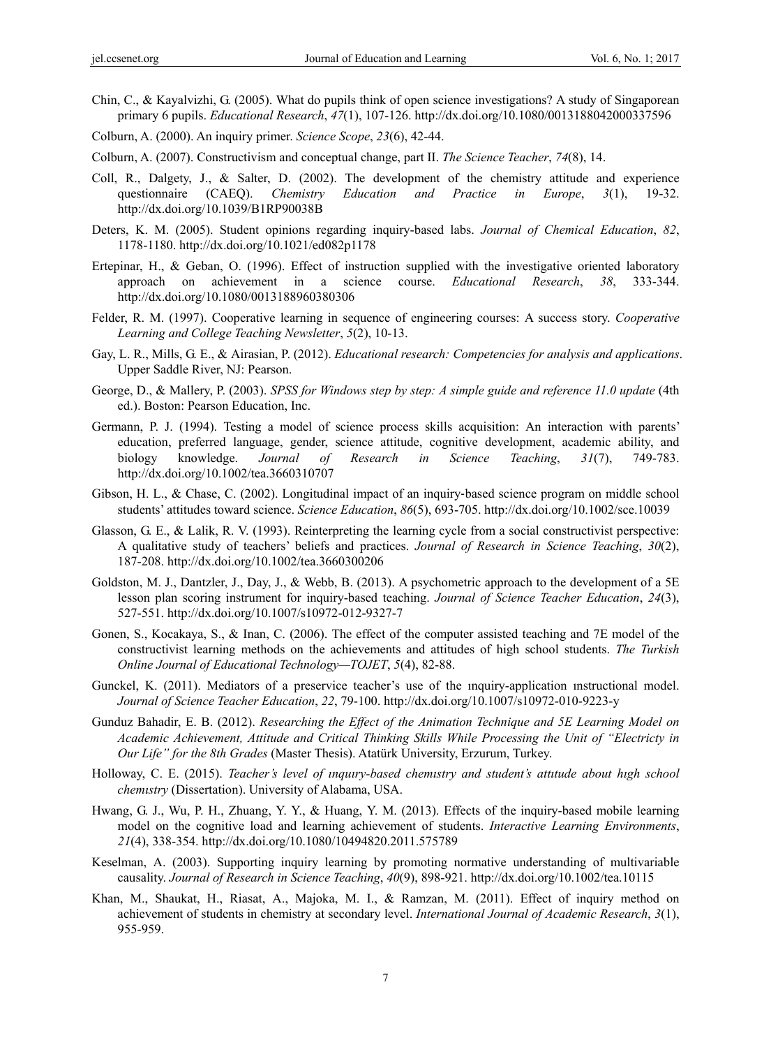Chin, C., & Kayalvizhi, G. (2005). What do pupils think of open science investigations? A study of Singaporean primary 6 pupils. *Educational Research*, *47*(1), 107-126. http://dx.doi.org/10.1080/0013188042000337596

Colburn, A. (2000). An inquiry primer. *Science Scope*, *23*(6), 42-44.

Colburn, A. (2007). Constructivism and conceptual change, part II. *The Science Teacher*, *74*(8), 14.

Coll, R., Dalgety, J., & Salter, D. (2002). The development of the chemistry attitude and experience questionnaire (CAEQ). *Chemistry Education and Practice in Europe*, *3*(1), 19-32. http://dx.doi.org/10.1039/B1RP90038B

Deters, K. M. (2005). Student opinions regarding inquiry-based labs. *Journal of Chemical Education*, *82*, 1178-1180. http://dx.doi.org/10.1021/ed082p1178

Ertepinar, H., & Geban, O. (1996). Effect of instruction supplied with the investigative oriented laboratory approach on achievement in a science course. *Educational Research*, *38*, 333-344. http://dx.doi.org/10.1080/0013188960380306

Felder, R. M. (1997). Cooperative learning in sequence of engineering courses: A success story. *Cooperative Learning and College Teaching Newsletter*, *5*(2), 10-13.

Gay, L. R., Mills, G. E., & Airasian, P. (2012). *Educational research: Competencies for analysis and applications*. Upper Saddle River, NJ: Pearson.

George, D., & Mallery, P. (2003). *SPSS for Windows step by step: A simple guide and reference 11.0 update* (4th ed.). Boston: Pearson Education, Inc.

Germann, P. J. (1994). Testing a model of science process skills acquisition: An interaction with parents' education, preferred language, gender, science attitude, cognitive development, academic ability, and biology knowledge. *Journal of Research in Science Teaching*, *31*(7), 749-783. http://dx.doi.org/10.1002/tea.3660310707

Gibson, H. L., & Chase, C. (2002). Longitudinal impact of an inquiry-based science program on middle school students' attitudes toward science. *Science Education*, *86*(5), 693-705. http://dx.doi.org/10.1002/sce.10039

Glasson, G. E., & Lalik, R. V. (1993). Reinterpreting the learning cycle from a social constructivist perspective: A qualitative study of teachers' beliefs and practices. *Journal of Research in Science Teaching*, *30*(2), 187-208. http://dx.doi.org/10.1002/tea.3660300206

Goldston, M. J., Dantzler, J., Day, J., & Webb, B. (2013). A psychometric approach to the development of a 5E lesson plan scoring instrument for inquiry-based teaching. *Journal of Science Teacher Education*, *24*(3), 527-551. http://dx.doi.org/10.1007/s10972-012-9327-7

Gonen, S., Kocakaya, S., & Inan, C. (2006). The effect of the computer assisted teaching and 7E model of the constructivist learning methods on the achievements and attitudes of high school students. *The Turkish Online Journal of Educational Technology—TOJET*, *5*(4), 82-88.

Gunckel, K. (2011). Mediators of a preservice teacher's use of the ınquiry-application ınstructional model. *Journal of Science Teacher Education*, *22*, 79-100. http://dx.doi.org/10.1007/s10972-010-9223-y

Gunduz Bahadir, E. B. (2012). *Researching the Effect of the Animation Technique and 5E Learning Model on Academic Achievement, Attitude and Critical Thinking Skills While Processing the Unit of "Electricty in Our Life" for the 8th Grades* (Master Thesis). Atatürk University, Erzurum, Turkey.

Holloway, C. E. (2015). *Teacher's level of ınquıry-based chemıstry and student's attıtude about hıgh school chemıstry* (Dissertation). University of Alabama, USA.

Hwang, G. J., Wu, P. H., Zhuang, Y. Y., & Huang, Y. M. (2013). Effects of the inquiry-based mobile learning model on the cognitive load and learning achievement of students. *Interactive Learning Environments*, *21*(4), 338-354. http://dx.doi.org/10.1080/10494820.2011.575789

Keselman, A. (2003). Supporting inquiry learning by promoting normative understanding of multivariable causality. *Journal of Research in Science Teaching*, *40*(9), 898-921. http://dx.doi.org/10.1002/tea.10115

Khan, M., Shaukat, H., Riasat, A., Majoka, M. I., & Ramzan, M. (2011). Effect of inquiry method on achievement of students in chemistry at secondary level. *International Journal of Academic Research*, *3*(1), 955-959.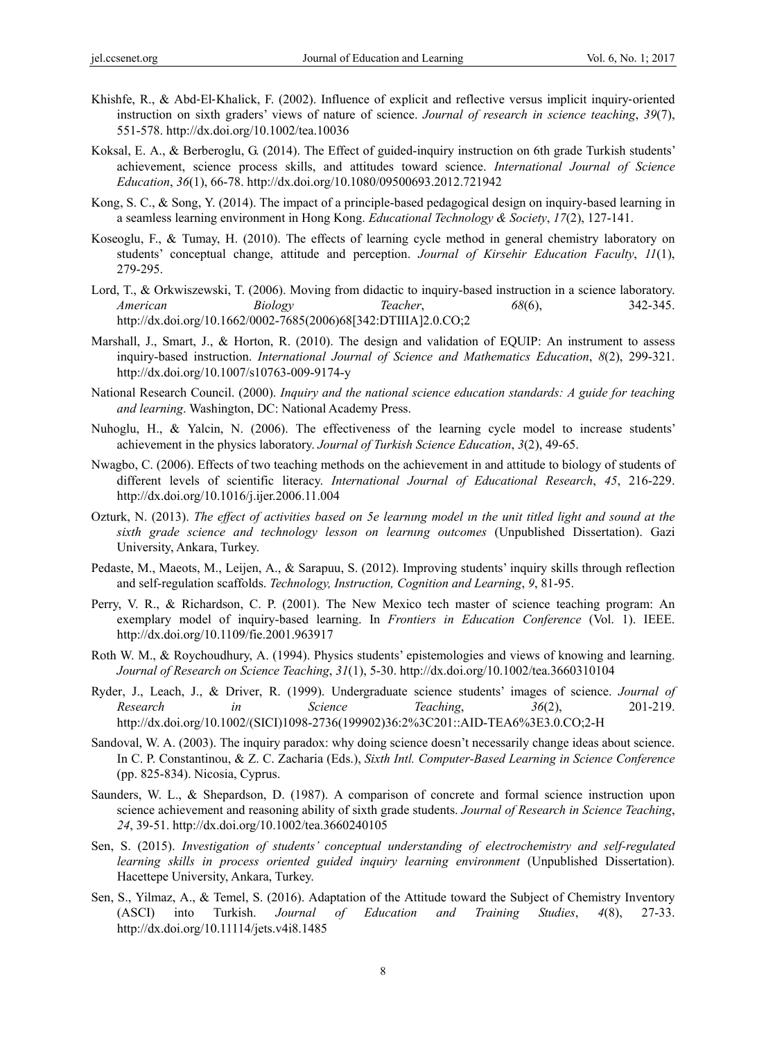Khishfe, R., & Abd-El-Khalick, F. (2002). Influence of explicit and reflective versus implicit inquiry-oriented instruction on sixth graders' views of nature of science. *Journal of research in science teaching*, *39*(7), 551-578. http://dx.doi.org/10.1002/tea.10036

Koksal, E. A., & Berberoglu, G. (2014). The Effect of guided-inquiry instruction on 6th grade Turkish students' achievement, science process skills, and attitudes toward science. *International Journal of Science Education*, *36*(1), 66-78. http://dx.doi.org/10.1080/09500693.2012.721942

Kong, S. C., & Song, Y. (2014). The impact of a principle-based pedagogical design on inquiry-based learning in a seamless learning environment in Hong Kong. *Educational Technology & Society*, *17*(2), 127-141.

Koseoglu, F., & Tumay, H. (2010). The effects of learning cycle method in general chemistry laboratory on students' conceptual change, attitude and perception. *Journal of Kirsehir Education Faculty*, *11*(1), 279-295.

Lord, T., & Orkwiszewski, T. (2006). Moving from didactic to inquiry-based instruction in a science laboratory. *American Biology Teacher*, *68*(6), 342-345. http://dx.doi.org/10.1662/0002-7685(2006)68[342:DTIIIA]2.0.CO;2

Marshall, J., Smart, J., & Horton, R. (2010). The design and validation of EQUIP: An instrument to assess inquiry-based instruction. *International Journal of Science and Mathematics Education*, *8*(2), 299-321. http://dx.doi.org/10.1007/s10763-009-9174-y

National Research Council. (2000). *Inquiry and the national science education standards: A guide for teaching and learning*. Washington, DC: National Academy Press.

Nuhoglu, H., & Yalcin, N. (2006). The effectiveness of the learning cycle model to increase students' achievement in the physics laboratory. *Journal of Turkish Science Education*, *3*(2), 49-65.

Nwagbo, C. (2006). Effects of two teaching methods on the achievement in and attitude to biology of students of different levels of scientific literacy. *International Journal of Educational Research*, *45*, 216-229. http://dx.doi.org/10.1016/j.ijer.2006.11.004

Ozturk, N. (2013). *The effect of activities based on 5e learnıng model ın the unit titled light and sound at the sixth grade science and technology lesson on learnıng outcomes* (Unpublished Dissertation). Gazi University, Ankara, Turkey.

Pedaste, M., Maeots, M., Leijen, A., & Sarapuu, S. (2012). Improving students' inquiry skills through reflection and self-regulation scaffolds. *Technology, Instruction, Cognition and Learning*, *9*, 81-95.

Perry, V. R., & Richardson, C. P. (2001). The New Mexico tech master of science teaching program: An exemplary model of inquiry-based learning. In *Frontiers in Education Conference* (Vol. 1). IEEE. http://dx.doi.org/10.1109/fie.2001.963917

Roth W. M., & Roychoudhury, A. (1994). Physics students' epistemologies and views of knowing and learning. *Journal of Research on Science Teaching*, *31*(1), 5-30. http://dx.doi.org/10.1002/tea.3660310104

Ryder, J., Leach, J., & Driver, R. (1999). Undergraduate science students' images of science. *Journal of Research in Science Teaching*, *36*(2), 201-219. http://dx.doi.org/10.1002/(SICI)1098-2736(199902)36:2%3C201::AID-TEA6%3E3.0.CO;2-H

Sandoval, W. A. (2003). The inquiry paradox: why doing science doesn't necessarily change ideas about science. In C. P. Constantinou, & Z. C. Zacharia (Eds.), *Sixth Intl. Computer-Based Learning in Science Conference* (pp. 825-834). Nicosia, Cyprus.

Saunders, W. L., & Shepardson, D. (1987). A comparison of concrete and formal science instruction upon science achievement and reasoning ability of sixth grade students. *Journal of Research in Science Teaching*, *24*, 39-51. http://dx.doi.org/10.1002/tea.3660240105

Sen, S. (2015). *Investigation of students' conceptual understanding of electrochemistry and self-regulated learning skills in process oriented guided inquiry learning environment* (Unpublished Dissertation). Hacettepe University, Ankara, Turkey.

Sen, S., Yilmaz, A., & Temel, S. (2016). Adaptation of the Attitude toward the Subject of Chemistry Inventory (ASCI) into Turkish. *Journal of Education and Training Studies*, *4*(8), 27-33. http://dx.doi.org/10.11114/jets.v4i8.1485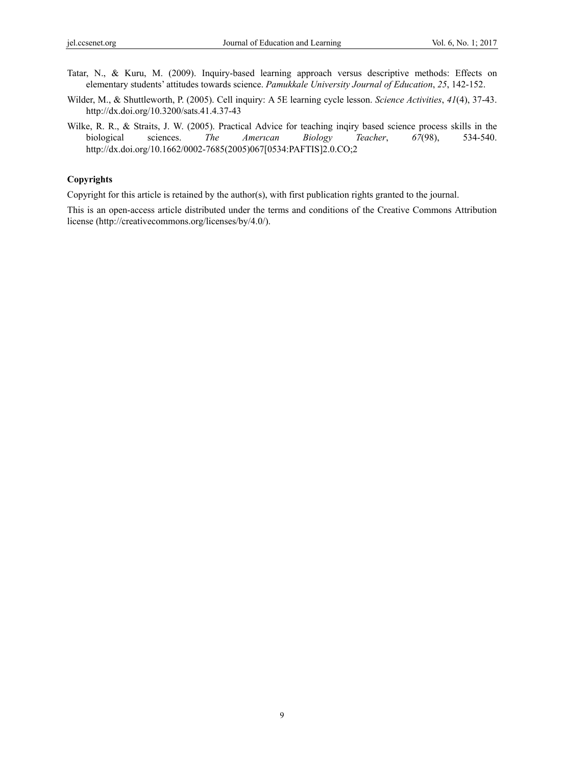Tatar, N., & Kuru, M. (2009). Inquiry-based learning approach versus descriptive methods: Effects on elementary students' attitudes towards science. *Pamukkale University Journal of Education*, *25*, 142-152.

Wilder, M., & Shuttleworth, P. (2005). Cell inquiry: A 5E learning cycle lesson. *Science Activities*, *41*(4), 37-43. http://dx.doi.org/10.3200/sats.41.4.37-43

Wilke, R. R., & Straits, J. W. (2005). Practical Advice for teaching inqiry based science process skills in the biological sciences. *The Amerıcan Biology Teacher*, *67*(98), 534-540. http://dx.doi.org/10.1662/0002-7685(2005)067[0534:PAFTIS]2.0.CO;2

**Copyrights**

Copyright for this article is retained by the author(s), with first publication rights granted to the journal.

This is an open-access article distributed under the terms and conditions of the Creative Commons Attribution license (http://creativecommons.org/licenses/by/4.0/).